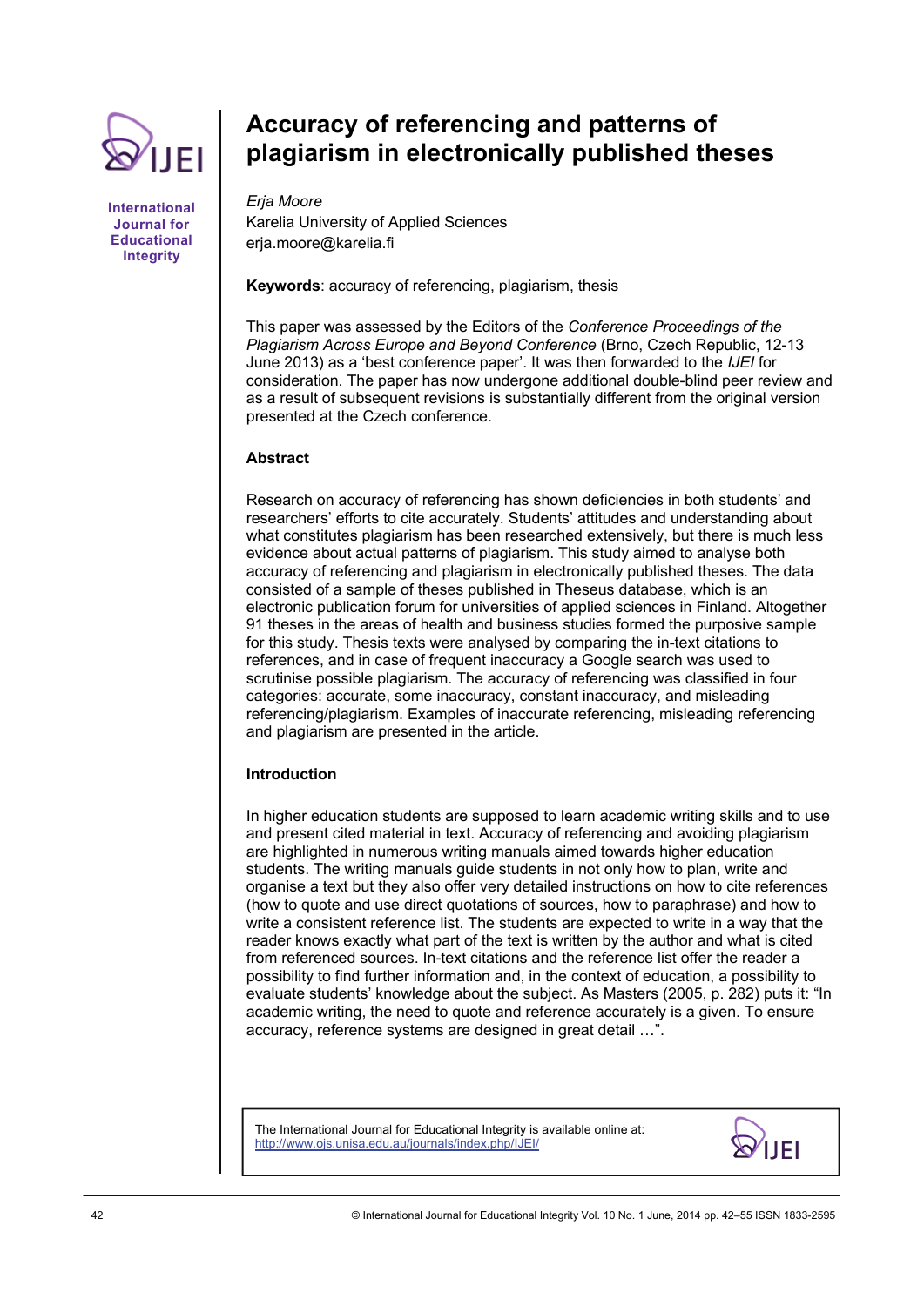# Accuracy of referencing and patterns of plagiarism in electronically published theses

*Erja Moore*
Karelia University of Applied Sciences
erja.moore@karelia.fi

**Keywords**: accuracy of referencing, plagiarism, thesis

This paper was assessed by the Editors of the *Conference Proceedings of the Plagiarism Across Europe and Beyond Conference* (Brno, Czech Republic, 12-13 June 2013) as a 'best conference paper'. It was then forwarded to the *IJEI* for consideration. The paper has now undergone additional double-blind peer review and as a result of subsequent revisions is substantially different from the original version presented at the Czech conference.

### Abstract

Research on accuracy of referencing has shown deficiencies in both students' and researchers' efforts to cite accurately. Students' attitudes and understanding about what constitutes plagiarism has been researched extensively, but there is much less evidence about actual patterns of plagiarism. This study aimed to analyse both accuracy of referencing and plagiarism in electronically published theses. The data consisted of a sample of theses published in Theseus database, which is an electronic publication forum for universities of applied sciences in Finland. Altogether 91 theses in the areas of health and business studies formed the purposive sample for this study. Thesis texts were analysed by comparing the in-text citations to references, and in case of frequent inaccuracy a Google search was used to scrutinise possible plagiarism. The accuracy of referencing was classified in four categories: accurate, some inaccuracy, constant inaccuracy, and misleading referencing/plagiarism. Examples of inaccurate referencing, misleading referencing and plagiarism are presented in the article.

### Introduction

In higher education students are supposed to learn academic writing skills and to use and present cited material in text. Accuracy of referencing and avoiding plagiarism are highlighted in numerous writing manuals aimed towards higher education students. The writing manuals guide students in not only how to plan, write and organise a text but they also offer very detailed instructions on how to cite references (how to quote and use direct quotations of sources, how to paraphrase) and how to write a consistent reference list. The students are expected to write in a way that the reader knows exactly what part of the text is written by the author and what is cited from referenced sources. In-text citations and the reference list offer the reader a possibility to find further information and, in the context of education, a possibility to evaluate students' knowledge about the subject. As Masters (2005, p. 282) puts it: "In academic writing, the need to quote and reference accurately is a given. To ensure accuracy, reference systems are designed in great detail …".

The International Journal for Educational Integrity is available online at: http://www.ojs.unisa.edu.au/journals/index.php/IJEI/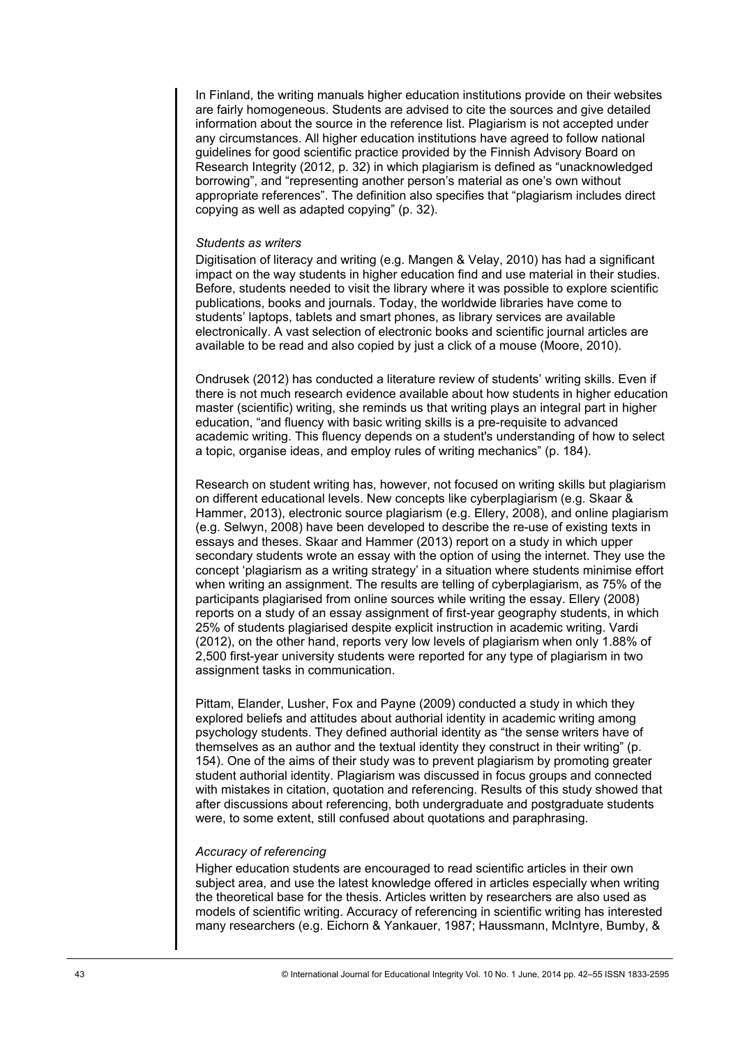In Finland, the writing manuals higher education institutions provide on their websites are fairly homogeneous. Students are advised to cite the sources and give detailed information about the source in the reference list. Plagiarism is not accepted under any circumstances. All higher education institutions have agreed to follow national guidelines for good scientific practice provided by the Finnish Advisory Board on Research Integrity (2012, p. 32) in which plagiarism is defined as "unacknowledged borrowing", and "representing another person's material as one's own without appropriate references". The definition also specifies that "plagiarism includes direct copying as well as adapted copying" (p. 32).

### *Students as writers*

Digitisation of literacy and writing (e.g. Mangen & Velay, 2010) has had a significant impact on the way students in higher education find and use material in their studies. Before, students needed to visit the library where it was possible to explore scientific publications, books and journals. Today, the worldwide libraries have come to students' laptops, tablets and smart phones, as library services are available electronically. A vast selection of electronic books and scientific journal articles are available to be read and also copied by just a click of a mouse (Moore, 2010).

Ondrusek (2012) has conducted a literature review of students' writing skills. Even if there is not much research evidence available about how students in higher education master (scientific) writing, she reminds us that writing plays an integral part in higher education, "and fluency with basic writing skills is a pre-requisite to advanced academic writing. This fluency depends on a student's understanding of how to select a topic, organise ideas, and employ rules of writing mechanics" (p. 184).

Research on student writing has, however, not focused on writing skills but plagiarism on different educational levels. New concepts like cyberplagiarism (e.g. Skaar & Hammer, 2013), electronic source plagiarism (e.g. Ellery, 2008), and online plagiarism (e.g. Selwyn, 2008) have been developed to describe the re-use of existing texts in essays and theses. Skaar and Hammer (2013) report on a study in which upper secondary students wrote an essay with the option of using the internet. They use the concept 'plagiarism as a writing strategy' in a situation where students minimise effort when writing an assignment. The results are telling of cyberplagiarism, as 75% of the participants plagiarised from online sources while writing the essay. Ellery (2008) reports on a study of an essay assignment of first-year geography students, in which 25% of students plagiarised despite explicit instruction in academic writing. Vardi (2012), on the other hand, reports very low levels of plagiarism when only 1.88% of 2,500 first-year university students were reported for any type of plagiarism in two assignment tasks in communication.

Pittam, Elander, Lusher, Fox and Payne (2009) conducted a study in which they explored beliefs and attitudes about authorial identity in academic writing among psychology students. They defined authorial identity as "the sense writers have of themselves as an author and the textual identity they construct in their writing" (p. 154). One of the aims of their study was to prevent plagiarism by promoting greater student authorial identity. Plagiarism was discussed in focus groups and connected with mistakes in citation, quotation and referencing. Results of this study showed that after discussions about referencing, both undergraduate and postgraduate students were, to some extent, still confused about quotations and paraphrasing.

### *Accuracy of referencing*

Higher education students are encouraged to read scientific articles in their own subject area, and use the latest knowledge offered in articles especially when writing the theoretical base for the thesis. Articles written by researchers are also used as models of scientific writing. Accuracy of referencing in scientific writing has interested many researchers (e.g. Eichorn & Yankauer, 1987; Haussmann, McIntyre, Bumby, &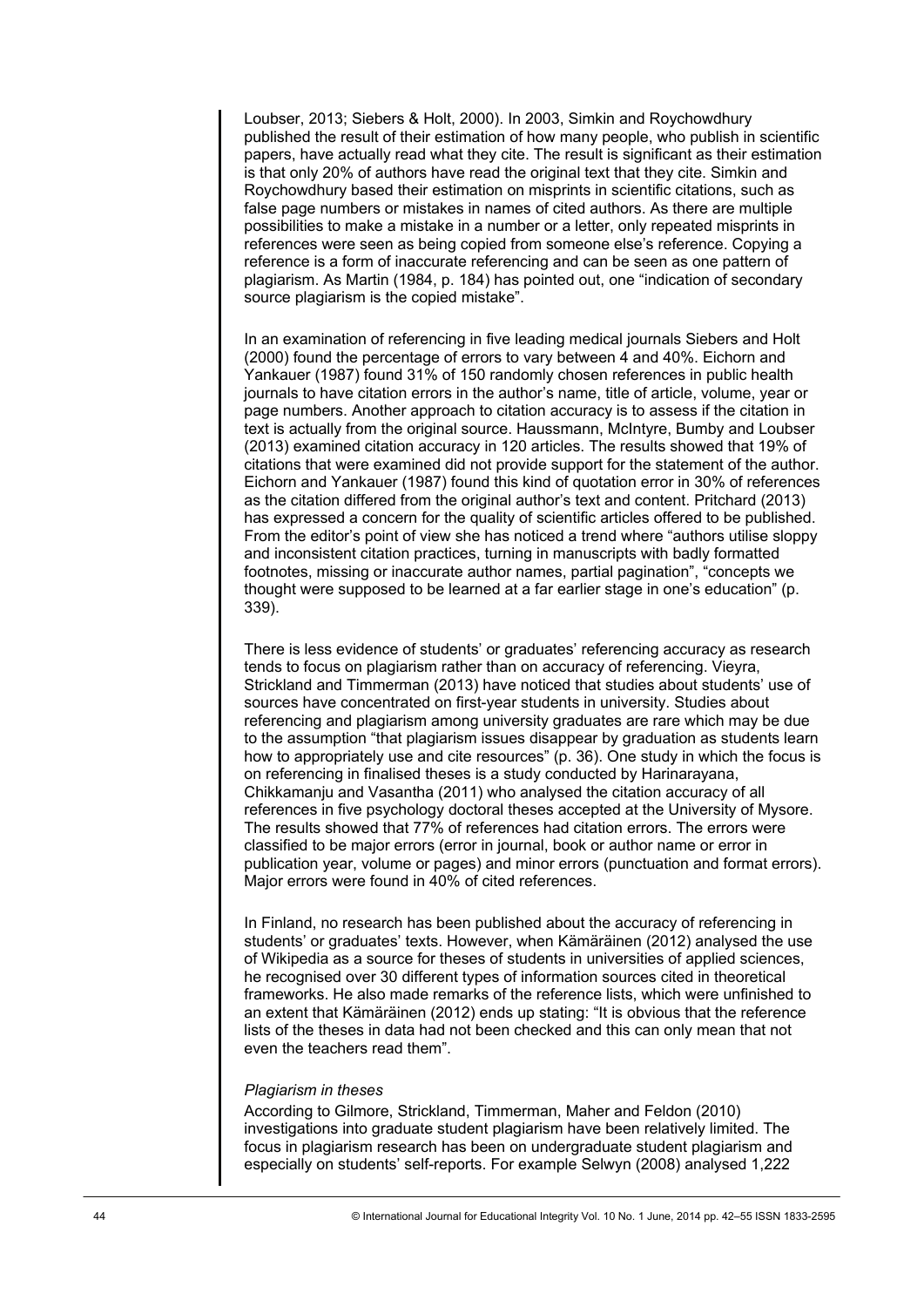Loubser, 2013; Siebers & Holt, 2000). In 2003, Simkin and Roychowdhury published the result of their estimation of how many people, who publish in scientific papers, have actually read what they cite. The result is significant as their estimation is that only 20% of authors have read the original text that they cite. Simkin and Roychowdhury based their estimation on misprints in scientific citations, such as false page numbers or mistakes in names of cited authors. As there are multiple possibilities to make a mistake in a number or a letter, only repeated misprints in references were seen as being copied from someone else's reference. Copying a reference is a form of inaccurate referencing and can be seen as one pattern of plagiarism. As Martin (1984, p. 184) has pointed out, one "indication of secondary source plagiarism is the copied mistake".

In an examination of referencing in five leading medical journals Siebers and Holt (2000) found the percentage of errors to vary between 4 and 40%. Eichorn and Yankauer (1987) found 31% of 150 randomly chosen references in public health journals to have citation errors in the author's name, title of article, volume, year or page numbers. Another approach to citation accuracy is to assess if the citation in text is actually from the original source. Haussmann, McIntyre, Bumby and Loubser (2013) examined citation accuracy in 120 articles. The results showed that 19% of citations that were examined did not provide support for the statement of the author. Eichorn and Yankauer (1987) found this kind of quotation error in 30% of references as the citation differed from the original author's text and content. Pritchard (2013) has expressed a concern for the quality of scientific articles offered to be published. From the editor's point of view she has noticed a trend where "authors utilise sloppy and inconsistent citation practices, turning in manuscripts with badly formatted footnotes, missing or inaccurate author names, partial pagination", "concepts we thought were supposed to be learned at a far earlier stage in one's education" (p. 339).

There is less evidence of students' or graduates' referencing accuracy as research tends to focus on plagiarism rather than on accuracy of referencing. Vieyra, Strickland and Timmerman (2013) have noticed that studies about students' use of sources have concentrated on first-year students in university. Studies about referencing and plagiarism among university graduates are rare which may be due to the assumption "that plagiarism issues disappear by graduation as students learn how to appropriately use and cite resources" (p. 36). One study in which the focus is on referencing in finalised theses is a study conducted by Harinarayana, Chikkamanju and Vasantha (2011) who analysed the citation accuracy of all references in five psychology doctoral theses accepted at the University of Mysore. The results showed that 77% of references had citation errors. The errors were classified to be major errors (error in journal, book or author name or error in publication year, volume or pages) and minor errors (punctuation and format errors). Major errors were found in 40% of cited references.

In Finland, no research has been published about the accuracy of referencing in students' or graduates' texts. However, when Kämäräinen (2012) analysed the use of Wikipedia as a source for theses of students in universities of applied sciences, he recognised over 30 different types of information sources cited in theoretical frameworks. He also made remarks of the reference lists, which were unfinished to an extent that Kämäräinen (2012) ends up stating: "It is obvious that the reference lists of the theses in data had not been checked and this can only mean that not even the teachers read them".

*Plagiarism in theses*

According to Gilmore, Strickland, Timmerman, Maher and Feldon (2010) investigations into graduate student plagiarism have been relatively limited. The focus in plagiarism research has been on undergraduate student plagiarism and especially on students' self-reports. For example Selwyn (2008) analysed 1,222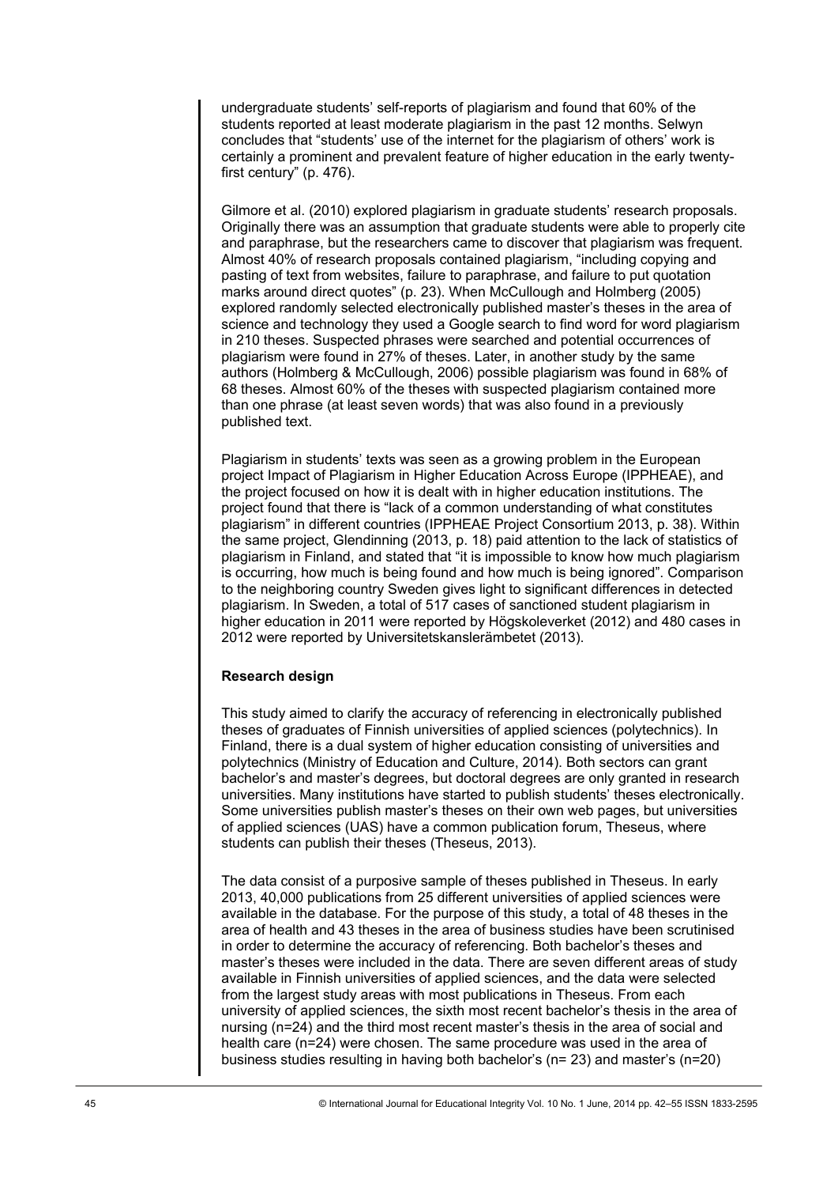undergraduate students' self-reports of plagiarism and found that 60% of the students reported at least moderate plagiarism in the past 12 months. Selwyn concludes that "students' use of the internet for the plagiarism of others' work is certainly a prominent and prevalent feature of higher education in the early twenty-first century" (p. 476).

Gilmore et al. (2010) explored plagiarism in graduate students' research proposals. Originally there was an assumption that graduate students were able to properly cite and paraphrase, but the researchers came to discover that plagiarism was frequent. Almost 40% of research proposals contained plagiarism, "including copying and pasting of text from websites, failure to paraphrase, and failure to put quotation marks around direct quotes" (p. 23). When McCullough and Holmberg (2005) explored randomly selected electronically published master's theses in the area of science and technology they used a Google search to find word for word plagiarism in 210 theses. Suspected phrases were searched and potential occurrences of plagiarism were found in 27% of theses. Later, in another study by the same authors (Holmberg & McCullough, 2006) possible plagiarism was found in 68% of 68 theses. Almost 60% of the theses with suspected plagiarism contained more than one phrase (at least seven words) that was also found in a previously published text.

Plagiarism in students' texts was seen as a growing problem in the European project Impact of Plagiarism in Higher Education Across Europe (IPPHEAE), and the project focused on how it is dealt with in higher education institutions. The project found that there is "lack of a common understanding of what constitutes plagiarism" in different countries (IPPHEAE Project Consortium 2013, p. 38). Within the same project, Glendinning (2013, p. 18) paid attention to the lack of statistics of plagiarism in Finland, and stated that "it is impossible to know how much plagiarism is occurring, how much is being found and how much is being ignored". Comparison to the neighboring country Sweden gives light to significant differences in detected plagiarism. In Sweden, a total of 517 cases of sanctioned student plagiarism in higher education in 2011 were reported by Högskoleverket (2012) and 480 cases in 2012 were reported by Universitetskanslerämbetet (2013).

**Research design**

This study aimed to clarify the accuracy of referencing in electronically published theses of graduates of Finnish universities of applied sciences (polytechnics). In Finland, there is a dual system of higher education consisting of universities and polytechnics (Ministry of Education and Culture, 2014). Both sectors can grant bachelor's and master's degrees, but doctoral degrees are only granted in research universities. Many institutions have started to publish students' theses electronically. Some universities publish master's theses on their own web pages, but universities of applied sciences (UAS) have a common publication forum, Theseus, where students can publish their theses (Theseus, 2013).

The data consist of a purposive sample of theses published in Theseus. In early 2013, 40,000 publications from 25 different universities of applied sciences were available in the database. For the purpose of this study, a total of 48 theses in the area of health and 43 theses in the area of business studies have been scrutinised in order to determine the accuracy of referencing. Both bachelor's theses and master's theses were included in the data. There are seven different areas of study available in Finnish universities of applied sciences, and the data were selected from the largest study areas with most publications in Theseus. From each university of applied sciences, the sixth most recent bachelor's thesis in the area of nursing (n=24) and the third most recent master's thesis in the area of social and health care (n=24) were chosen. The same procedure was used in the area of business studies resulting in having both bachelor's (n= 23) and master's (n=20)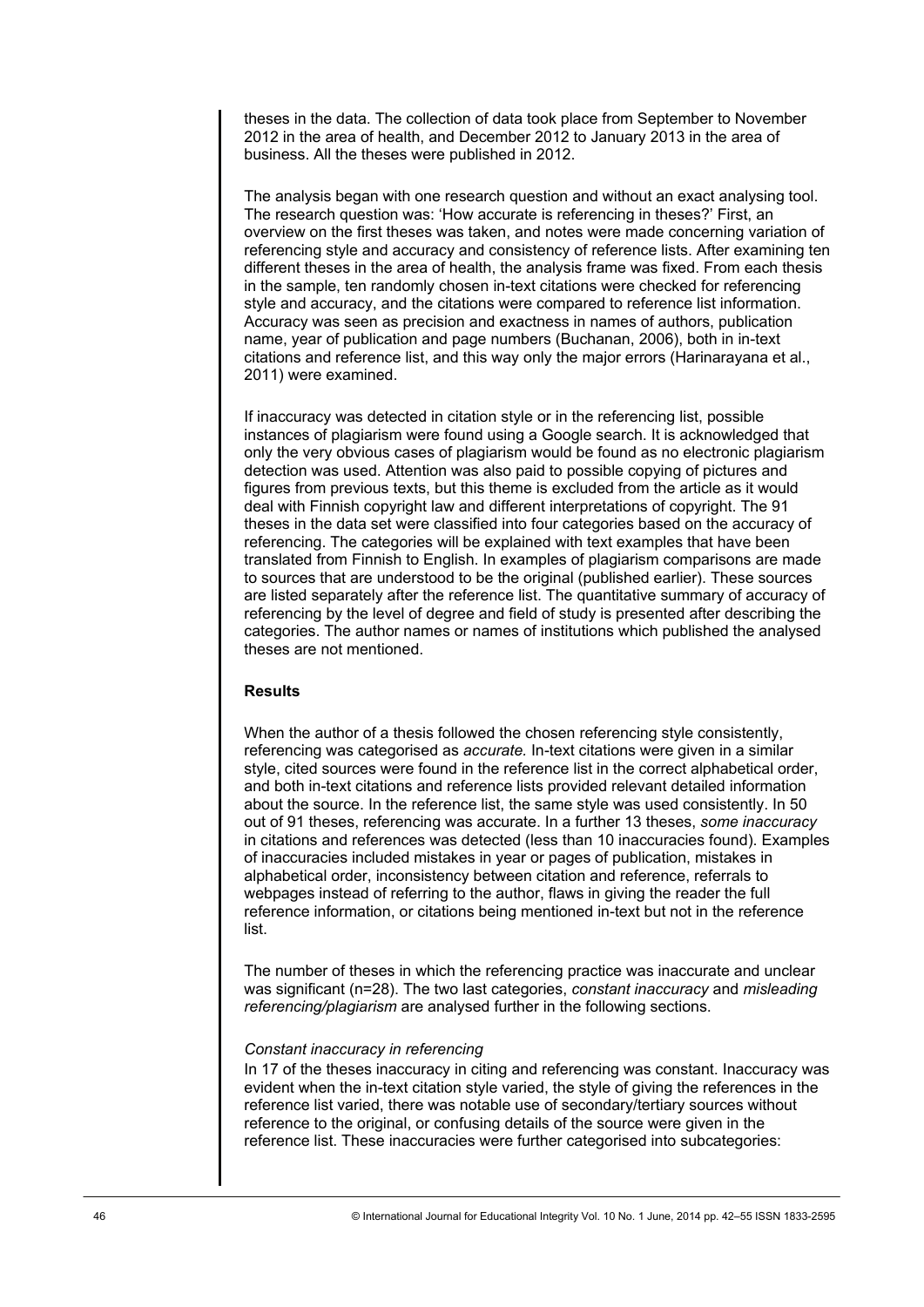theses in the data. The collection of data took place from September to November 2012 in the area of health, and December 2012 to January 2013 in the area of business. All the theses were published in 2012.

The analysis began with one research question and without an exact analysing tool. The research question was: 'How accurate is referencing in theses?' First, an overview on the first theses was taken, and notes were made concerning variation of referencing style and accuracy and consistency of reference lists. After examining ten different theses in the area of health, the analysis frame was fixed. From each thesis in the sample, ten randomly chosen in-text citations were checked for referencing style and accuracy, and the citations were compared to reference list information. Accuracy was seen as precision and exactness in names of authors, publication name, year of publication and page numbers (Buchanan, 2006), both in in-text citations and reference list, and this way only the major errors (Harinarayana et al., 2011) were examined.

If inaccuracy was detected in citation style or in the referencing list, possible instances of plagiarism were found using a Google search. It is acknowledged that only the very obvious cases of plagiarism would be found as no electronic plagiarism detection was used. Attention was also paid to possible copying of pictures and figures from previous texts, but this theme is excluded from the article as it would deal with Finnish copyright law and different interpretations of copyright. The 91 theses in the data set were classified into four categories based on the accuracy of referencing. The categories will be explained with text examples that have been translated from Finnish to English. In examples of plagiarism comparisons are made to sources that are understood to be the original (published earlier). These sources are listed separately after the reference list. The quantitative summary of accuracy of referencing by the level of degree and field of study is presented after describing the categories. The author names or names of institutions which published the analysed theses are not mentioned.

## Results

When the author of a thesis followed the chosen referencing style consistently, referencing was categorised as *accurate.* In-text citations were given in a similar style, cited sources were found in the reference list in the correct alphabetical order, and both in-text citations and reference lists provided relevant detailed information about the source. In the reference list, the same style was used consistently. In 50 out of 91 theses, referencing was accurate. In a further 13 theses, *some inaccuracy* in citations and references was detected (less than 10 inaccuracies found). Examples of inaccuracies included mistakes in year or pages of publication, mistakes in alphabetical order, inconsistency between citation and reference, referrals to webpages instead of referring to the author, flaws in giving the reader the full reference information, or citations being mentioned in-text but not in the reference list.

The number of theses in which the referencing practice was inaccurate and unclear was significant (n=28). The two last categories, *constant inaccuracy* and *misleading referencing/plagiarism* are analysed further in the following sections.

### *Constant inaccuracy in referencing*

In 17 of the theses inaccuracy in citing and referencing was constant. Inaccuracy was evident when the in-text citation style varied, the style of giving the references in the reference list varied, there was notable use of secondary/tertiary sources without reference to the original, or confusing details of the source were given in the reference list. These inaccuracies were further categorised into subcategories: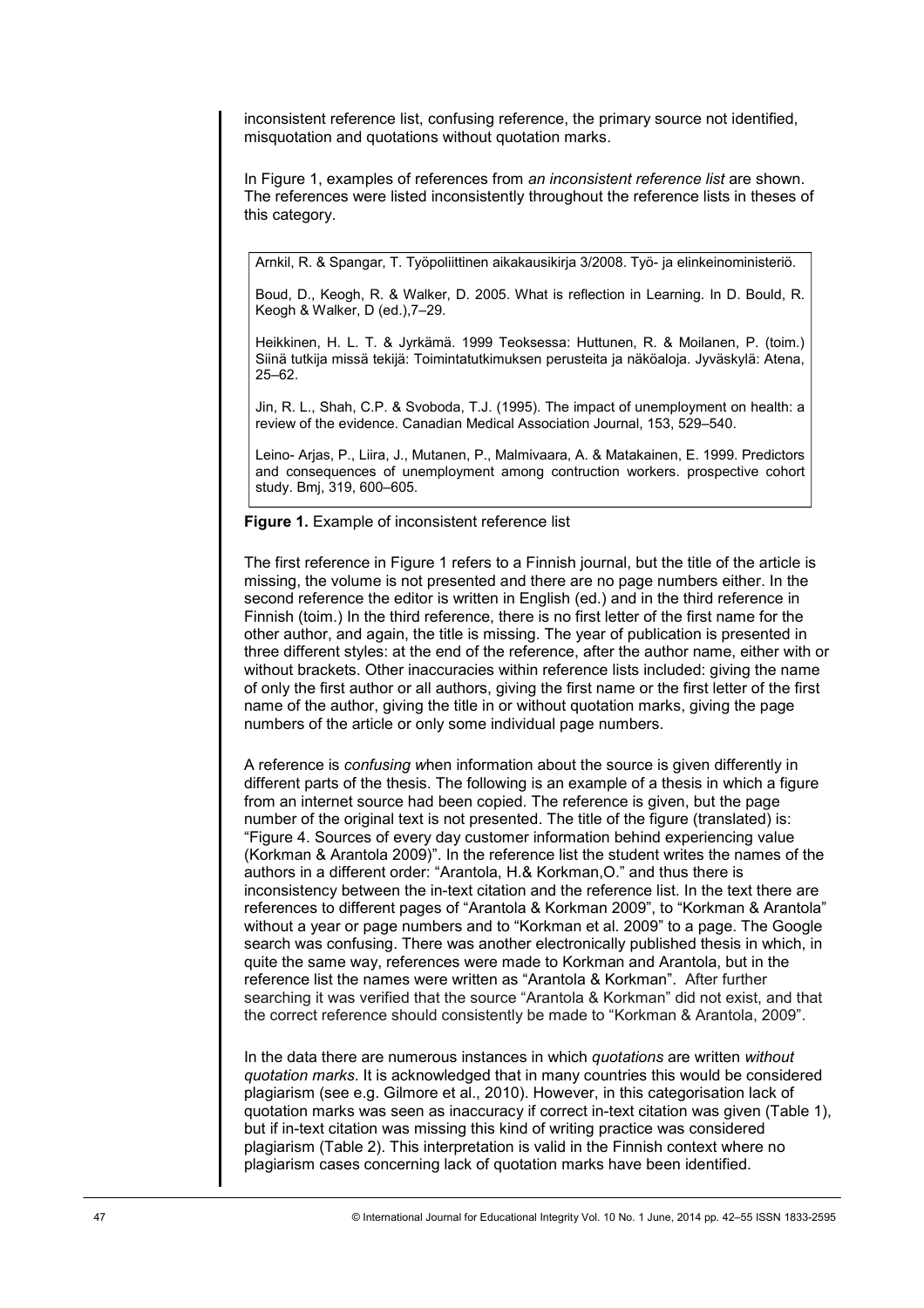inconsistent reference list, confusing reference, the primary source not identified, misquotation and quotations without quotation marks.

In Figure 1, examples of references from *an inconsistent reference list* are shown. The references were listed inconsistently throughout the reference lists in theses of this category.

> Arnkil, R. & Spangar, T. Työpoliittinen aikakausikirja 3/2008. Työ- ja elinkeinoministeriö.
>
> Boud, D., Keogh, R. & Walker, D. 2005. What is reflection in Learning. In D. Bould, R. Keogh & Walker, D (ed.),7–29.
>
> Heikkinen, H. L. T. & Jyrkämä. 1999 Teoksessa: Huttunen, R. & Moilanen, P. (toim.) Siinä tutkija missä tekijä: Toimintatutkimuksen perusteita ja näköaloja. Jyväskylä: Atena, 25–62.
>
> Jin, R. L., Shah, C.P. & Svoboda, T.J. (1995). The impact of unemployment on health: a review of the evidence. Canadian Medical Association Journal, 153, 529–540.
>
> Leino- Arjas, P., Liira, J., Mutanen, P., Malmivaara, A. & Matakainen, E. 1999. Predictors and consequences of unemployment among contruction workers. prospective cohort study. Bmj, 319, 600–605.

**Figure 1.** Example of inconsistent reference list

The first reference in Figure 1 refers to a Finnish journal, but the title of the article is missing, the volume is not presented and there are no page numbers either. In the second reference the editor is written in English (ed.) and in the third reference in Finnish (toim.) In the third reference, there is no first letter of the first name for the other author, and again, the title is missing. The year of publication is presented in three different styles: at the end of the reference, after the author name, either with or without brackets. Other inaccuracies within reference lists included: giving the name of only the first author or all authors, giving the first name or the first letter of the first name of the author, giving the title in or without quotation marks, giving the page numbers of the article or only some individual page numbers.

A reference is *confusing w*hen information about the source is given differently in different parts of the thesis. The following is an example of a thesis in which a figure from an internet source had been copied. The reference is given, but the page number of the original text is not presented. The title of the figure (translated) is: "Figure 4. Sources of every day customer information behind experiencing value (Korkman & Arantola 2009)". In the reference list the student writes the names of the authors in a different order: "Arantola, H.& Korkman,O." and thus there is inconsistency between the in-text citation and the reference list. In the text there are references to different pages of "Arantola & Korkman 2009", to "Korkman & Arantola" without a year or page numbers and to "Korkman et al. 2009" to a page. The Google search was confusing. There was another electronically published thesis in which, in quite the same way, references were made to Korkman and Arantola, but in the reference list the names were written as "Arantola & Korkman". After further searching it was verified that the source "Arantola & Korkman" did not exist, and that the correct reference should consistently be made to "Korkman & Arantola, 2009".

In the data there are numerous instances in which *quotations* are written *without quotation marks*. It is acknowledged that in many countries this would be considered plagiarism (see e.g. Gilmore et al., 2010). However, in this categorisation lack of quotation marks was seen as inaccuracy if correct in-text citation was given (Table 1), but if in-text citation was missing this kind of writing practice was considered plagiarism (Table 2). This interpretation is valid in the Finnish context where no plagiarism cases concerning lack of quotation marks have been identified.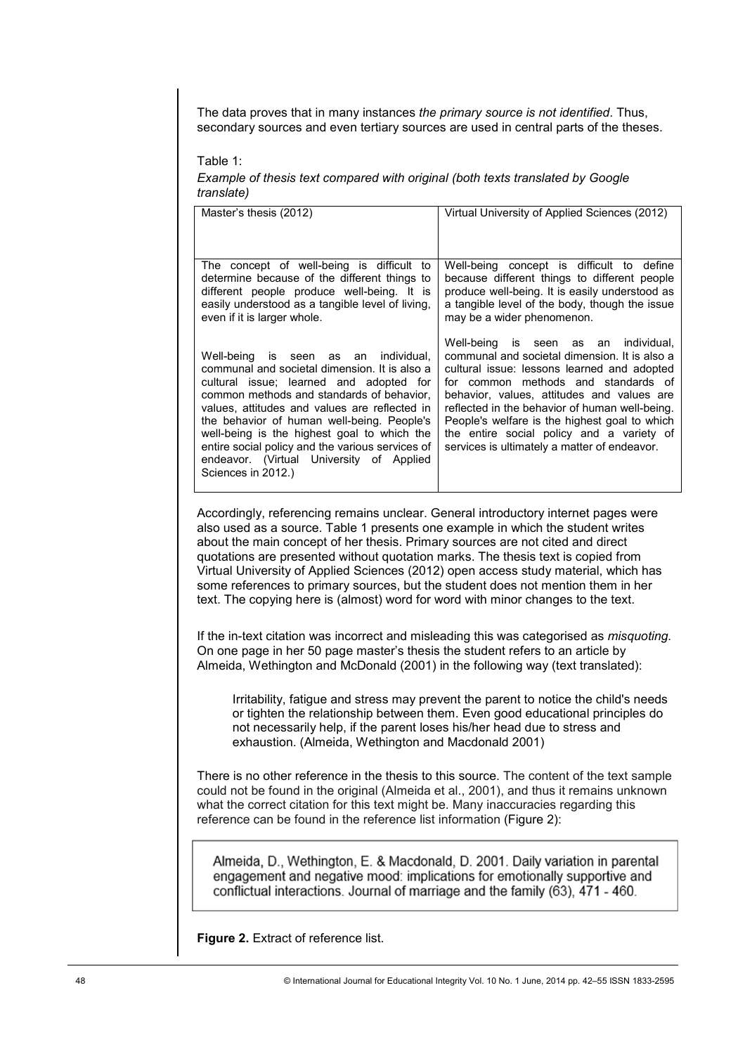The data proves that in many instances *the primary source is not identified*. Thus, secondary sources and even tertiary sources are used in central parts of the theses.

Table 1:

*Example of thesis text compared with original (both texts translated by Google translate)*

| Master's thesis (2012) | Virtual University of Applied Sciences (2012) |
|---|---|
| The concept of well-being is difficult to determine because of the different things to different people produce well-being. It is easily understood as a tangible level of living, even if it is larger whole. | Well-being concept is difficult to define because different things to different people produce well-being. It is easily understood as a tangible level of the body, though the issue may be a wider phenomenon. |
| Well-being is seen as an individual, communal and societal dimension. It is also a cultural issue; learned and adopted for common methods and standards of behavior, values, attitudes and values are reflected in the behavior of human well-being. People's well-being is the highest goal to which the entire social policy and the various services of endeavor. (Virtual University of Applied Sciences in 2012.) | Well-being is seen as an individual, communal and societal dimension. It is also a cultural issue: lessons learned and adopted for common methods and standards of behavior, values, attitudes and values are reflected in the behavior of human well-being. People's welfare is the highest goal to which the entire social policy and a variety of services is ultimately a matter of endeavor. |

Accordingly, referencing remains unclear. General introductory internet pages were also used as a source. Table 1 presents one example in which the student writes about the main concept of her thesis. Primary sources are not cited and direct quotations are presented without quotation marks. The thesis text is copied from Virtual University of Applied Sciences (2012) open access study material, which has some references to primary sources, but the student does not mention them in her text. The copying here is (almost) word for word with minor changes to the text.

If the in-text citation was incorrect and misleading this was categorised as *misquoting.* On one page in her 50 page master's thesis the student refers to an article by Almeida, Wethington and McDonald (2001) in the following way (text translated):

> Irritability, fatigue and stress may prevent the parent to notice the child's needs or tighten the relationship between them. Even good educational principles do not necessarily help, if the parent loses his/her head due to stress and exhaustion. (Almeida, Wethington and Macdonald 2001)

There is no other reference in the thesis to this source. The content of the text sample could not be found in the original (Almeida et al., 2001), and thus it remains unknown what the correct citation for this text might be. Many inaccuracies regarding this reference can be found in the reference list information (Figure 2):

> Almeida, D., Wethington, E. & Macdonald, D. 2001. Daily variation in parental engagement and negative mood: implications for emotionally supportive and conflictual interactions. Journal of marriage and the family (63), 471 - 460.

**Figure 2.** Extract of reference list.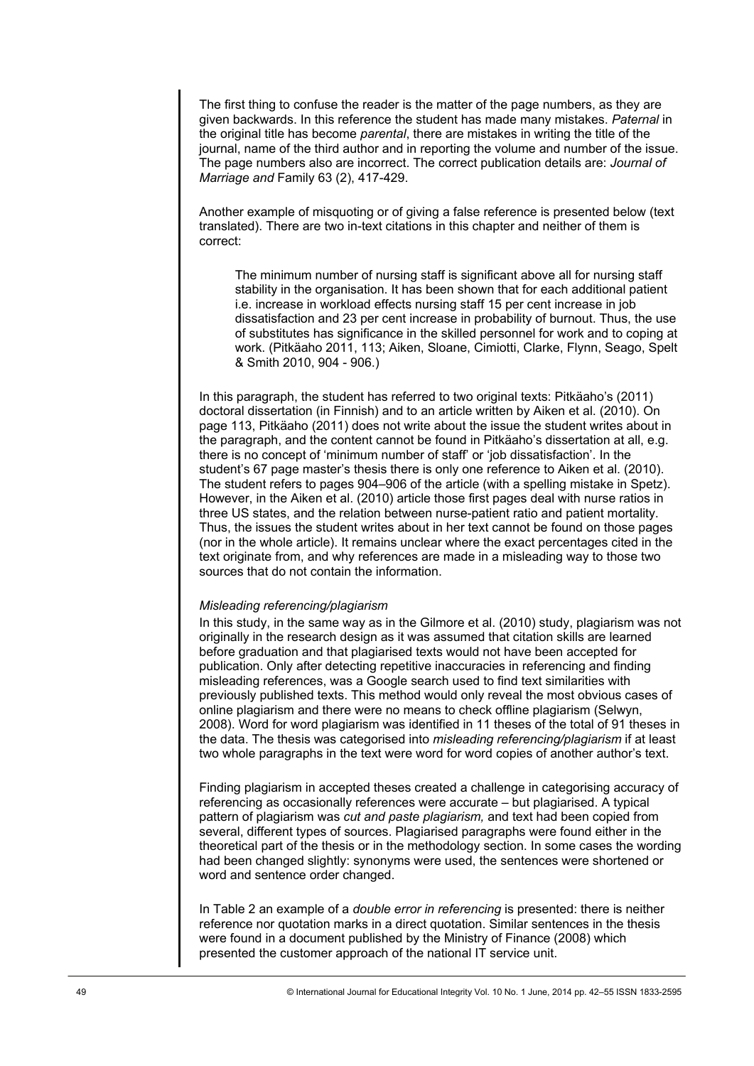The first thing to confuse the reader is the matter of the page numbers, as they are given backwards. In this reference the student has made many mistakes. *Paternal* in the original title has become *parental*, there are mistakes in writing the title of the journal, name of the third author and in reporting the volume and number of the issue. The page numbers also are incorrect. The correct publication details are: *Journal of Marriage and* Family 63 (2), 417-429.

Another example of misquoting or of giving a false reference is presented below (text translated). There are two in-text citations in this chapter and neither of them is correct:

> The minimum number of nursing staff is significant above all for nursing staff stability in the organisation. It has been shown that for each additional patient i.e. increase in workload effects nursing staff 15 per cent increase in job dissatisfaction and 23 per cent increase in probability of burnout. Thus, the use of substitutes has significance in the skilled personnel for work and to coping at work. (Pitkäaho 2011, 113; Aiken, Sloane, Cimiotti, Clarke, Flynn, Seago, Spelt & Smith 2010, 904 - 906.)

In this paragraph, the student has referred to two original texts: Pitkäaho's (2011) doctoral dissertation (in Finnish) and to an article written by Aiken et al. (2010). On page 113, Pitkäaho (2011) does not write about the issue the student writes about in the paragraph, and the content cannot be found in Pitkäaho's dissertation at all, e.g. there is no concept of 'minimum number of staff' or 'job dissatisfaction'. In the student's 67 page master's thesis there is only one reference to Aiken et al. (2010). The student refers to pages 904–906 of the article (with a spelling mistake in Spetz). However, in the Aiken et al. (2010) article those first pages deal with nurse ratios in three US states, and the relation between nurse-patient ratio and patient mortality. Thus, the issues the student writes about in her text cannot be found on those pages (nor in the whole article). It remains unclear where the exact percentages cited in the text originate from, and why references are made in a misleading way to those two sources that do not contain the information.

*Misleading referencing/plagiarism*

In this study, in the same way as in the Gilmore et al. (2010) study, plagiarism was not originally in the research design as it was assumed that citation skills are learned before graduation and that plagiarised texts would not have been accepted for publication. Only after detecting repetitive inaccuracies in referencing and finding misleading references, was a Google search used to find text similarities with previously published texts. This method would only reveal the most obvious cases of online plagiarism and there were no means to check offline plagiarism (Selwyn, 2008). Word for word plagiarism was identified in 11 theses of the total of 91 theses in the data. The thesis was categorised into *misleading referencing/plagiarism* if at least two whole paragraphs in the text were word for word copies of another author's text.

Finding plagiarism in accepted theses created a challenge in categorising accuracy of referencing as occasionally references were accurate – but plagiarised. A typical pattern of plagiarism was *cut and paste plagiarism,* and text had been copied from several, different types of sources. Plagiarised paragraphs were found either in the theoretical part of the thesis or in the methodology section. In some cases the wording had been changed slightly: synonyms were used, the sentences were shortened or word and sentence order changed.

In Table 2 an example of a *double error in referencing* is presented: there is neither reference nor quotation marks in a direct quotation. Similar sentences in the thesis were found in a document published by the Ministry of Finance (2008) which presented the customer approach of the national IT service unit.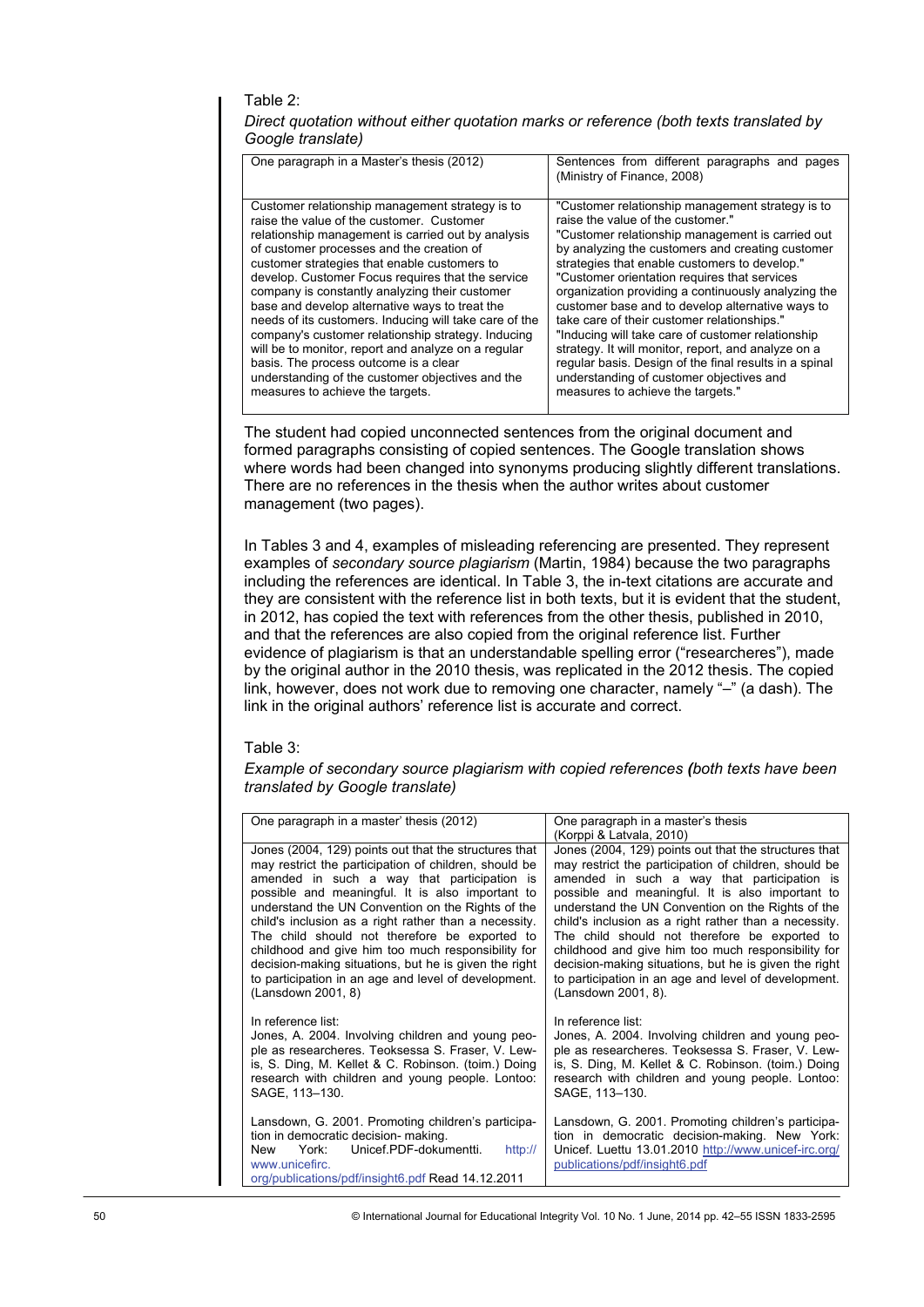Table 2:

*Direct quotation without either quotation marks or reference (both texts translated by Google translate)*

| One paragraph in a Master's thesis (2012) | Sentences from different paragraphs and pages (Ministry of Finance, 2008) |
|---|---|
| Customer relationship management strategy is to raise the value of the customer. Customer relationship management is carried out by analysis of customer processes and the creation of customer strategies that enable customers to develop. Customer Focus requires that the service company is constantly analyzing their customer base and develop alternative ways to treat the needs of its customers. Inducing will take care of the company's customer relationship strategy. Inducing will be to monitor, report and analyze on a regular basis. The process outcome is a clear understanding of the customer objectives and the measures to achieve the targets. | "Customer relationship management strategy is to raise the value of the customer." "Customer relationship management is carried out by analyzing the customers and creating customer strategies that enable customers to develop." "Customer orientation requires that services organization providing a continuously analyzing the customer base and to develop alternative ways to take care of their customer relationships." "Inducing will take care of customer relationship strategy. It will monitor, report, and analyze on a regular basis. Design of the final results in a spinal understanding of customer objectives and measures to achieve the targets." |

The student had copied unconnected sentences from the original document and formed paragraphs consisting of copied sentences. The Google translation shows where words had been changed into synonyms producing slightly different translations. There are no references in the thesis when the author writes about customer management (two pages).

In Tables 3 and 4, examples of misleading referencing are presented. They represent examples of *secondary source plagiarism* (Martin, 1984) because the two paragraphs including the references are identical. In Table 3, the in-text citations are accurate and they are consistent with the reference list in both texts, but it is evident that the student, in 2012, has copied the text with references from the other thesis, published in 2010, and that the references are also copied from the original reference list. Further evidence of plagiarism is that an understandable spelling error ("researcheres"), made by the original author in the 2010 thesis, was replicated in the 2012 thesis. The copied link, however, does not work due to removing one character, namely "–" (a dash). The link in the original authors' reference list is accurate and correct.

Table 3:

*Example of secondary source plagiarism with copied references (both texts have been translated by Google translate)*

| One paragraph in a master' thesis (2012) | One paragraph in a master's thesis (Korppi & Latvala, 2010) |
|---|---|
| Jones (2004, 129) points out that the structures that may restrict the participation of children, should be amended in such a way that participation is possible and meaningful. It is also important to understand the UN Convention on the Rights of the child's inclusion as a right rather than a necessity. The child should not therefore be exported to childhood and give him too much responsibility for decision-making situations, but he is given the right to participation in an age and level of development. (Lansdown 2001, 8) | Jones (2004, 129) points out that the structures that may restrict the participation of children, should be amended in such a way that participation is possible and meaningful. It is also important to understand the UN Convention on the Rights of the child's inclusion as a right rather than a necessity. The child should not therefore be exported to childhood and give him too much responsibility for decision-making situations, but he is given the right to participation in an age and level of development. (Lansdown 2001, 8). |
| In reference list: Jones, A. 2004. Involving children and young people as researcheres. Teoksessa S. Fraser, V. Lewis, S. Ding, M. Kellet & C. Robinson. (toim.) Doing research with children and young people. Lontoo: SAGE, 113–130. | In reference list: Jones, A. 2004. Involving children and young people as researcheres. Teoksessa S. Fraser, V. Lewis, S. Ding, M. Kellet & C. Robinson. (toim.) Doing research with children and young people. Lontoo: SAGE, 113–130. |
| Lansdown, G. 2001. Promoting children's participation in democratic decision- making. New York: Unicef.PDF-dokumentti. http://www.unicefirc.org/publications/pdf/insight6.pdf Read 14.12.2011 | Lansdown, G. 2001. Promoting children's participation in democratic decision-making. New York: Unicef. Luettu 13.01.2010 http://www.unicef-irc.org/publications/pdf/insight6.pdf |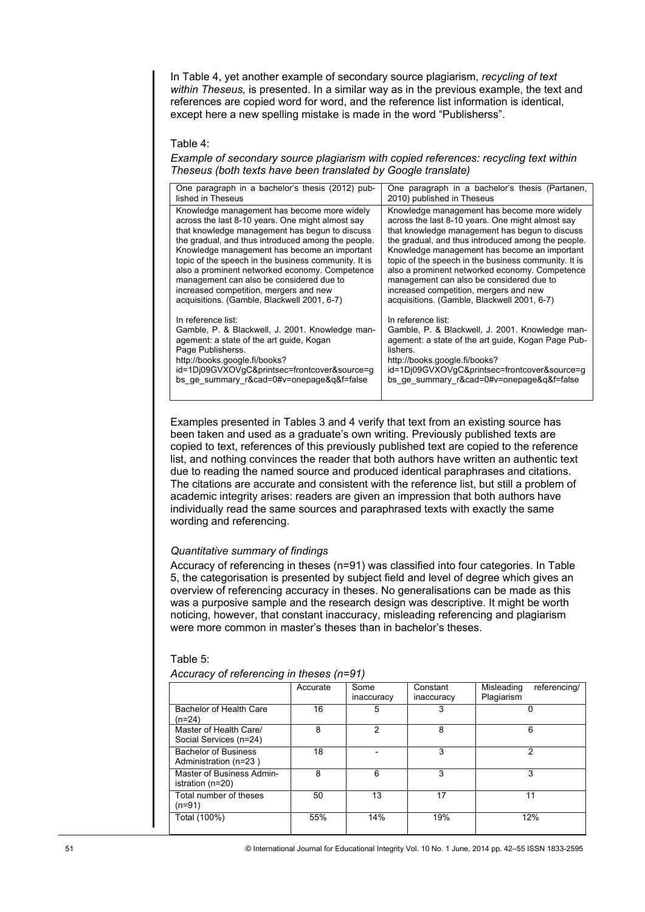In Table 4, yet another example of secondary source plagiarism, *recycling of text within Theseus,* is presented. In a similar way as in the previous example, the text and references are copied word for word, and the reference list information is identical, except here a new spelling mistake is made in the word "Publisherss".

Table 4:

*Example of secondary source plagiarism with copied references: recycling text within Theseus (both texts have been translated by Google translate)*

| One paragraph in a bachelor's thesis (2012) published in Theseus | One paragraph in a bachelor's thesis (Partanen, 2010) published in Theseus |
|---|---|
| Knowledge management has become more widely across the last 8-10 years. One might almost say that knowledge management has begun to discuss the gradual, and thus introduced among the people. Knowledge management has become an important topic of the speech in the business community. It is also a prominent networked economy. Competence management can also be considered due to increased competition, mergers and new acquisitions. (Gamble, Blackwell 2001, 6-7) | Knowledge management has become more widely across the last 8-10 years. One might almost say that knowledge management has begun to discuss the gradual, and thus introduced among the people. Knowledge management has become an important topic of the speech in the business community. It is also a prominent networked economy. Competence management can also be considered due to increased competition, mergers and new acquisitions. (Gamble, Blackwell 2001, 6-7) |
| In reference list:<br>Gamble, P. & Blackwell, J. 2001. Knowledge management: a state of the art guide, Kogan Page Publisherss.<br>http://books.google.fi/books?id=1Dj09GVXOVgC&printsec=frontcover&source=gbs_ge_summary_r&cad=0#v=onepage&q&f=false | In reference list:<br>Gamble, P. & Blackwell, J. 2001. Knowledge management: a state of the art guide, Kogan Page Publishers.<br>http://books.google.fi/books?id=1Dj09GVXOVgC&printsec=frontcover&source=gbs_ge_summary_r&cad=0#v=onepage&q&f=false |

Examples presented in Tables 3 and 4 verify that text from an existing source has been taken and used as a graduate's own writing. Previously published texts are copied to text, references of this previously published text are copied to the reference list, and nothing convinces the reader that both authors have written an authentic text due to reading the named source and produced identical paraphrases and citations. The citations are accurate and consistent with the reference list, but still a problem of academic integrity arises: readers are given an impression that both authors have individually read the same sources and paraphrased texts with exactly the same wording and referencing.

### *Quantitative summary of findings*

Accuracy of referencing in theses (n=91) was classified into four categories. In Table 5, the categorisation is presented by subject field and level of degree which gives an overview of referencing accuracy in theses. No generalisations can be made as this was a purposive sample and the research design was descriptive. It might be worth noticing, however, that constant inaccuracy, misleading referencing and plagiarism were more common in master's theses than in bachelor's theses.

Table 5:

*Accuracy of referencing in theses (n=91)*

| | Accurate | Some inaccuracy | Constant inaccuracy | Misleading referencing/ Plagiarism |
|---|---|---|---|---|
| Bachelor of Health Care (n=24) | 16 | 5 | 3 | 0 |
| Master of Health Care/ Social Services (n=24) | 8 | 2 | 8 | 6 |
| Bachelor of Business Administration (n=23 ) | 18 | - | 3 | 2 |
| Master of Business Administration (n=20) | 8 | 6 | 3 | 3 |
| Total number of theses (n=91) | 50 | 13 | 17 | 11 |
| Total (100%) | 55% | 14% | 19% | 12% |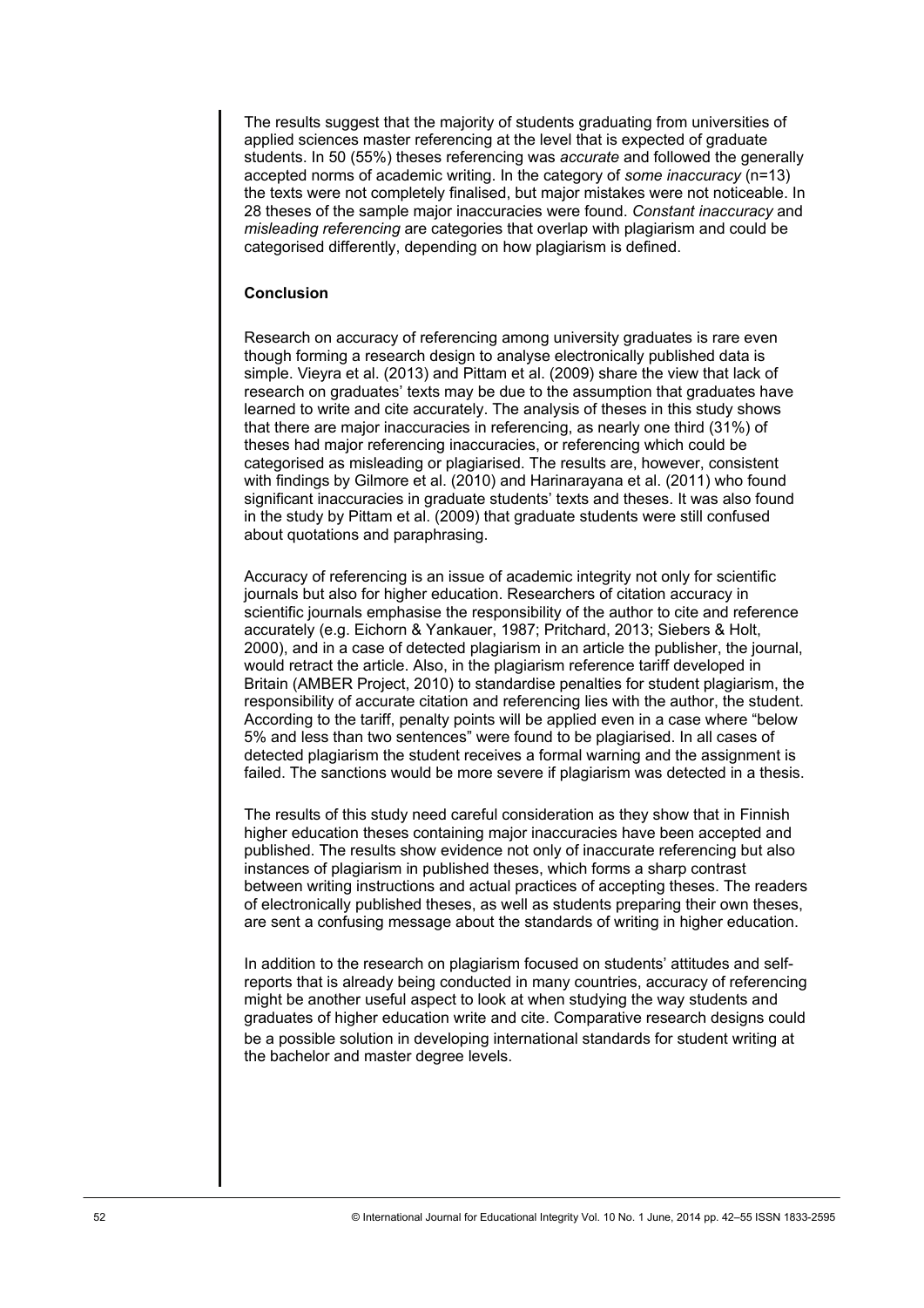The results suggest that the majority of students graduating from universities of applied sciences master referencing at the level that is expected of graduate students. In 50 (55%) theses referencing was *accurate* and followed the generally accepted norms of academic writing. In the category of *some inaccuracy* (n=13) the texts were not completely finalised, but major mistakes were not noticeable. In 28 theses of the sample major inaccuracies were found. *Constant inaccuracy* and *misleading referencing* are categories that overlap with plagiarism and could be categorised differently, depending on how plagiarism is defined.

## Conclusion

Research on accuracy of referencing among university graduates is rare even though forming a research design to analyse electronically published data is simple. Vieyra et al. (2013) and Pittam et al. (2009) share the view that lack of research on graduates' texts may be due to the assumption that graduates have learned to write and cite accurately. The analysis of theses in this study shows that there are major inaccuracies in referencing, as nearly one third (31%) of theses had major referencing inaccuracies, or referencing which could be categorised as misleading or plagiarised. The results are, however, consistent with findings by Gilmore et al. (2010) and Harinarayana et al. (2011) who found significant inaccuracies in graduate students' texts and theses. It was also found in the study by Pittam et al. (2009) that graduate students were still confused about quotations and paraphrasing.

Accuracy of referencing is an issue of academic integrity not only for scientific journals but also for higher education. Researchers of citation accuracy in scientific journals emphasise the responsibility of the author to cite and reference accurately (e.g. Eichorn & Yankauer, 1987; Pritchard, 2013; Siebers & Holt, 2000), and in a case of detected plagiarism in an article the publisher, the journal, would retract the article. Also, in the plagiarism reference tariff developed in Britain (AMBER Project, 2010) to standardise penalties for student plagiarism, the responsibility of accurate citation and referencing lies with the author, the student. According to the tariff, penalty points will be applied even in a case where "below 5% and less than two sentences" were found to be plagiarised. In all cases of detected plagiarism the student receives a formal warning and the assignment is failed. The sanctions would be more severe if plagiarism was detected in a thesis.

The results of this study need careful consideration as they show that in Finnish higher education theses containing major inaccuracies have been accepted and published. The results show evidence not only of inaccurate referencing but also instances of plagiarism in published theses, which forms a sharp contrast between writing instructions and actual practices of accepting theses. The readers of electronically published theses, as well as students preparing their own theses, are sent a confusing message about the standards of writing in higher education.

In addition to the research on plagiarism focused on students' attitudes and self-reports that is already being conducted in many countries, accuracy of referencing might be another useful aspect to look at when studying the way students and graduates of higher education write and cite. Comparative research designs could be a possible solution in developing international standards for student writing at the bachelor and master degree levels.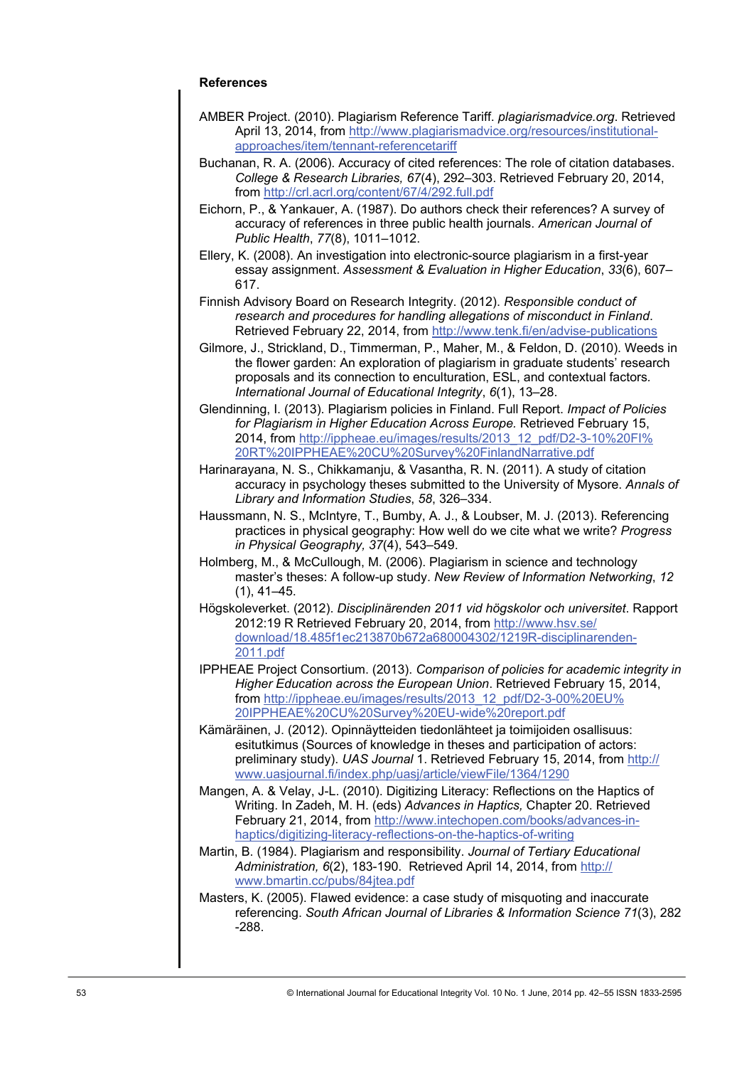**References**

AMBER Project. (2010). Plagiarism Reference Tariff. *plagiarismadvice.org*. Retrieved April 13, 2014, from http://www.plagiarismadvice.org/resources/institutional-approaches/item/tennant-referencetariff

Buchanan, R. A. (2006). Accuracy of cited references: The role of citation databases. *College & Research Libraries, 67*(4), 292–303. Retrieved February 20, 2014, from http://crl.acrl.org/content/67/4/292.full.pdf

Eichorn, P., & Yankauer, A. (1987). Do authors check their references? A survey of accuracy of references in three public health journals. *American Journal of Public Health*, *77*(8), 1011–1012.

Ellery, K. (2008). An investigation into electronic-source plagiarism in a first-year essay assignment. *Assessment & Evaluation in Higher Education*, *33*(6), 607–617.

Finnish Advisory Board on Research Integrity. (2012). *Responsible conduct of research and procedures for handling allegations of misconduct in Finland*. Retrieved February 22, 2014, from http://www.tenk.fi/en/advise-publications

Gilmore, J., Strickland, D., Timmerman, P., Maher, M., & Feldon, D. (2010). Weeds in the flower garden: An exploration of plagiarism in graduate students' research proposals and its connection to enculturation, ESL, and contextual factors. *International Journal of Educational Integrity*, *6*(1), 13–28.

Glendinning, I. (2013). Plagiarism policies in Finland. Full Report. *Impact of Policies for Plagiarism in Higher Education Across Europe.* Retrieved February 15, 2014, from http://ippheae.eu/images/results/2013_12_pdf/D2-3-10%20FI%20RT%20IPPHEAE%20CU%20Survey%20FinlandNarrative.pdf

Harinarayana, N. S., Chikkamanju, & Vasantha, R. N. (2011). A study of citation accuracy in psychology theses submitted to the University of Mysore. *Annals of Library and Information Studies*, *58*, 326–334.

Haussmann, N. S., McIntyre, T., Bumby, A. J., & Loubser, M. J. (2013). Referencing practices in physical geography: How well do we cite what we write? *Progress in Physical Geography, 37*(4), 543–549.

Holmberg, M., & McCullough, M. (2006). Plagiarism in science and technology master's theses: A follow-up study. *New Review of Information Networking*, *12* (1), 41–45.

Högskoleverket. (2012). *Disciplinärenden 2011 vid högskolor och universitet*. Rapport 2012:19 R Retrieved February 20, 2014, from http://www.hsv.se/download/18.485f1ec213870b672a680004302/1219R-disciplinarenden-2011.pdf

IPPHEAE Project Consortium. (2013). *Comparison of policies for academic integrity in Higher Education across the European Union*. Retrieved February 15, 2014, from http://ippheae.eu/images/results/2013_12_pdf/D2-3-00%20EU%20IPPHEAE%20CU%20Survey%20EU-wide%20report.pdf

Kämäräinen, J. (2012). Opinnäytteiden tiedonlähteet ja toimijoiden osallisuus: esitutkimus (Sources of knowledge in theses and participation of actors: preliminary study). *UAS Journal* 1. Retrieved February 15, 2014, from http://www.uasjournal.fi/index.php/uasj/article/viewFile/1364/1290

Mangen, A. & Velay, J-L. (2010). Digitizing Literacy: Reflections on the Haptics of Writing. In Zadeh, M. H. (eds) *Advances in Haptics,* Chapter 20. Retrieved February 21, 2014, from http://www.intechopen.com/books/advances-in-haptics/digitizing-literacy-reflections-on-the-haptics-of-writing

Martin, B. (1984). Plagiarism and responsibility. *Journal of Tertiary Educational Administration, 6*(2), 183-190. Retrieved April 14, 2014, from http://www.bmartin.cc/pubs/84jtea.pdf

Masters, K. (2005). Flawed evidence: a case study of misquoting and inaccurate referencing. *South African Journal of Libraries & Information Science 71*(3), 282-288.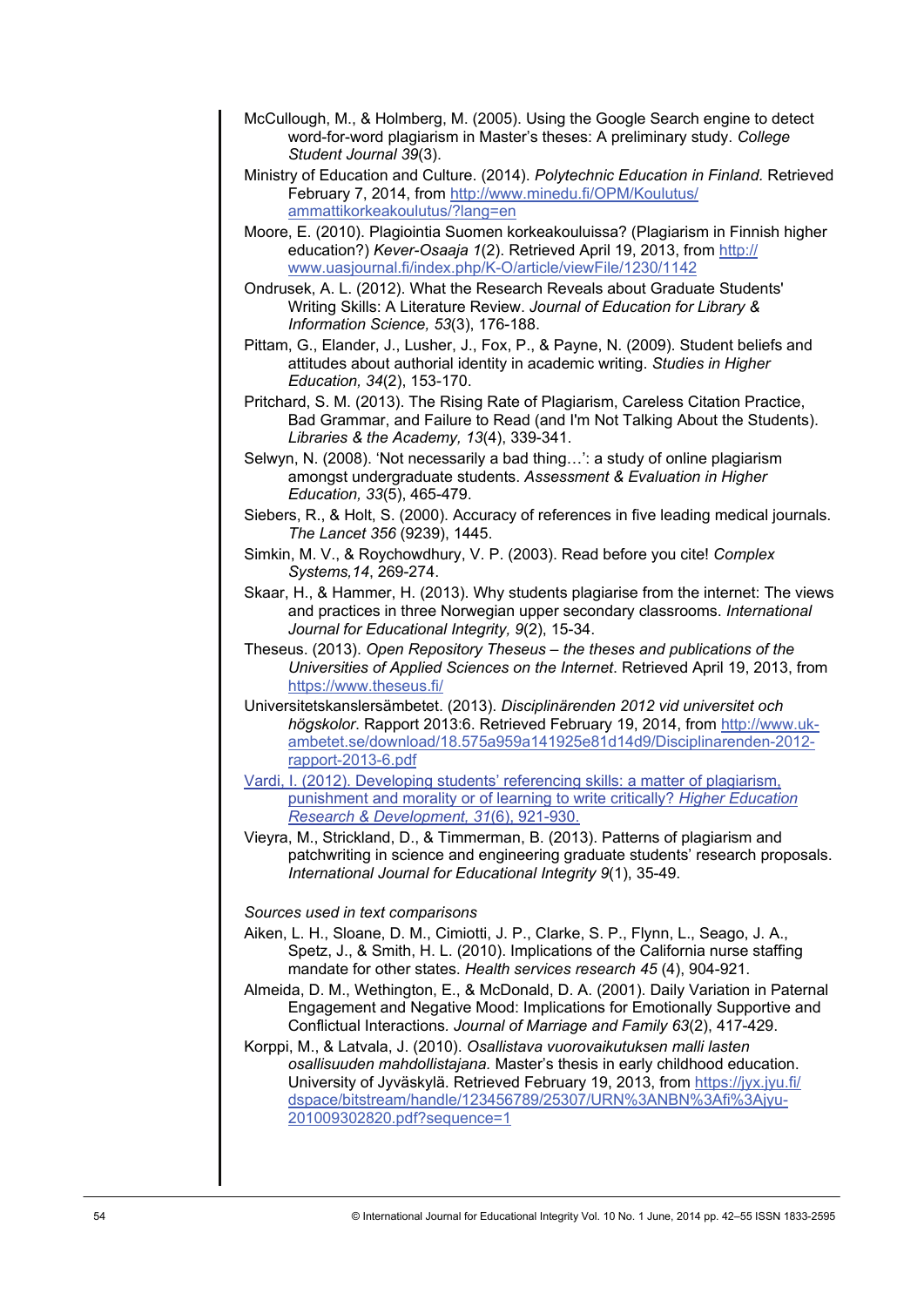McCullough, M., & Holmberg, M. (2005). Using the Google Search engine to detect word-for-word plagiarism in Master's theses: A preliminary study. *College Student Journal 39*(3).

Ministry of Education and Culture. (2014). *Polytechnic Education in Finland.* Retrieved February 7, 2014, from http://www.minedu.fi/OPM/Koulutus/ammattikorkeakoulutus/?lang=en

Moore, E. (2010). Plagiointia Suomen korkeakouluissa? (Plagiarism in Finnish higher education?) *Kever-Osaaja 1*(2). Retrieved April 19, 2013, from http://www.uasjournal.fi/index.php/K-O/article/viewFile/1230/1142

Ondrusek, A. L. (2012). What the Research Reveals about Graduate Students' Writing Skills: A Literature Review. *Journal of Education for Library & Information Science, 53*(3), 176-188.

Pittam, G., Elander, J., Lusher, J., Fox, P., & Payne, N. (2009). Student beliefs and attitudes about authorial identity in academic writing. *Studies in Higher Education, 34*(2), 153-170.

Pritchard, S. M. (2013). The Rising Rate of Plagiarism, Careless Citation Practice, Bad Grammar, and Failure to Read (and I'm Not Talking About the Students). *Libraries & the Academy, 13*(4), 339-341.

Selwyn, N. (2008). 'Not necessarily a bad thing…': a study of online plagiarism amongst undergraduate students. *Assessment & Evaluation in Higher Education, 33*(5), 465-479.

Siebers, R., & Holt, S. (2000). Accuracy of references in five leading medical journals. *The Lancet 356* (9239), 1445.

Simkin, M. V., & Roychowdhury, V. P. (2003). Read before you cite! *Complex Systems,14*, 269-274.

Skaar, H., & Hammer, H. (2013). Why students plagiarise from the internet: The views and practices in three Norwegian upper secondary classrooms. *International Journal for Educational Integrity, 9*(2), 15-34.

Theseus. (2013). *Open Repository Theseus – the theses and publications of the Universities of Applied Sciences on the Internet*. Retrieved April 19, 2013, from https://www.theseus.fi/

Universitetskanslersämbetet. (2013). *Disciplinärenden 2012 vid universitet och högskolor*. Rapport 2013:6. Retrieved February 19, 2014, from http://www.uk-ambetet.se/download/18.575a959a141925e81d14d9/Disciplinarenden-2012-rapport-2013-6.pdf

Vardi, I. (2012). Developing students' referencing skills: a matter of plagiarism, punishment and morality or of learning to write critically? *Higher Education Research & Development, 31*(6), 921-930.

Vieyra, M., Strickland, D., & Timmerman, B. (2013). Patterns of plagiarism and patchwriting in science and engineering graduate students' research proposals. *International Journal for Educational Integrity 9*(1), 35-49.

*Sources used in text comparisons*

Aiken, L. H., Sloane, D. M., Cimiotti, J. P., Clarke, S. P., Flynn, L., Seago, J. A., Spetz, J., & Smith, H. L. (2010). Implications of the California nurse staffing mandate for other states. *Health services research 45* (4), 904-921.

Almeida, D. M., Wethington, E., & McDonald, D. A. (2001). Daily Variation in Paternal Engagement and Negative Mood: Implications for Emotionally Supportive and Conflictual Interactions. *Journal of Marriage and Family 63*(2), 417-429.

Korppi, M., & Latvala, J. (2010). *Osallistava vuorovaikutuksen malli lasten osallisuuden mahdollistajana.* Master's thesis in early childhood education. University of Jyväskylä. Retrieved February 19, 2013, from https://jyx.jyu.fi/dspace/bitstream/handle/123456789/25307/URN%3ANBN%3Afi%3Ajyu-201009302820.pdf?sequence=1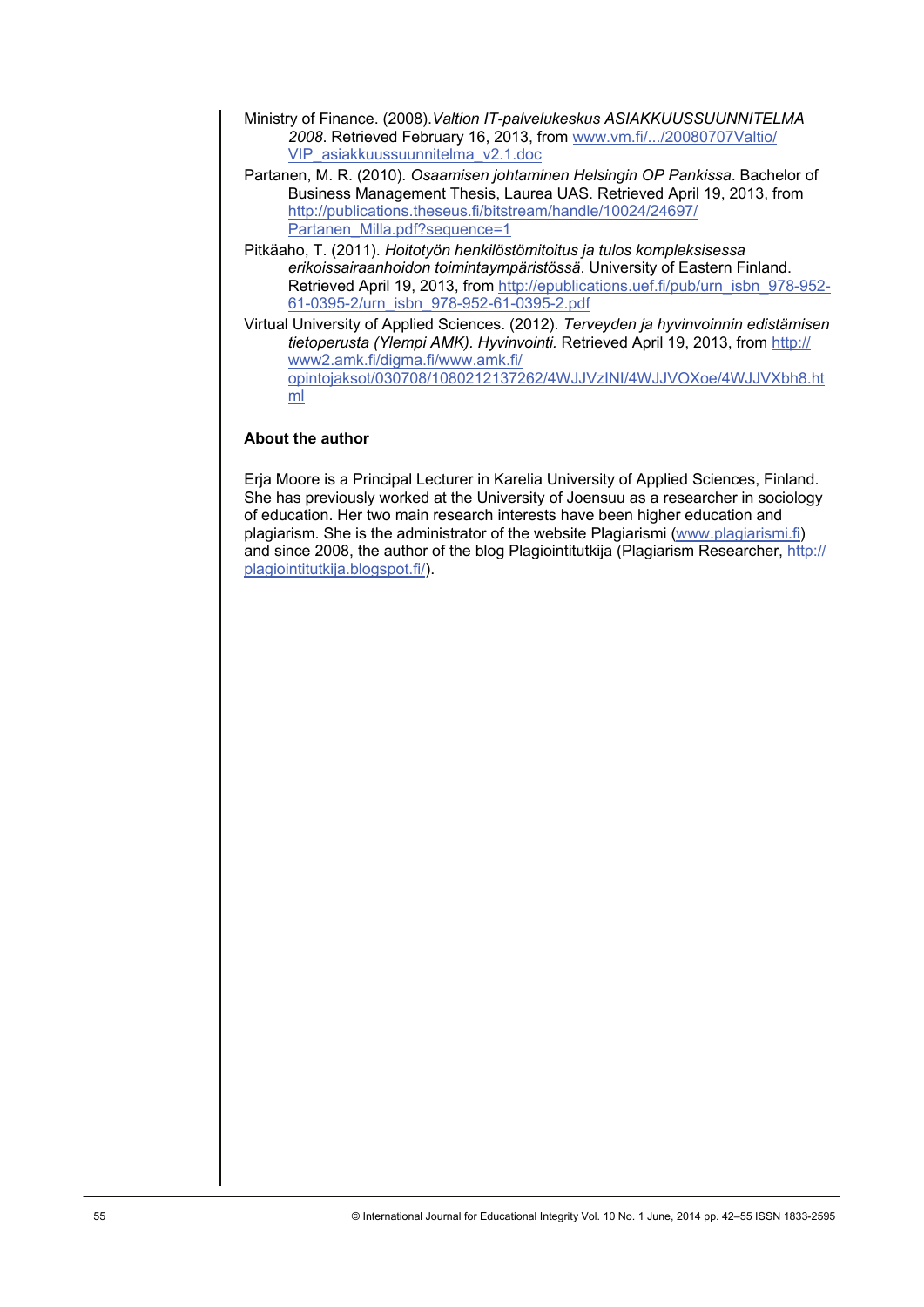Ministry of Finance. (2008). *Valtion IT-palvelukeskus ASIAKKUUSSUUNNITELMA 2008*. Retrieved February 16, 2013, from www.vm.fi/.../20080707Valtio/VIP_asiakkuussuunnitelma_v2.1.doc

Partanen, M. R. (2010). *Osaamisen johtaminen Helsingin OP Pankissa*. Bachelor of Business Management Thesis, Laurea UAS. Retrieved April 19, 2013, from http://publications.theseus.fi/bitstream/handle/10024/24697/Partanen_Milla.pdf?sequence=1

Pitkäaho, T. (2011). *Hoitotyön henkilöstömitoitus ja tulos kompleksisessa erikoissairaanhoidon toimintaympäristössä*. University of Eastern Finland. Retrieved April 19, 2013, from http://epublications.uef.fi/pub/urn_isbn_978-952-61-0395-2/urn_isbn_978-952-61-0395-2.pdf

Virtual University of Applied Sciences. (2012). *Terveyden ja hyvinvoinnin edistämisen tietoperusta (Ylempi AMK). Hyvinvointi*. Retrieved April 19, 2013, from http://www2.amk.fi/digma.fi/www.amk.fi/opintojaksot/030708/1080212137262/4WJJVzINI/4WJJVOXoe/4WJJVXbh8.html

**About the author**

Erja Moore is a Principal Lecturer in Karelia University of Applied Sciences, Finland. She has previously worked at the University of Joensuu as a researcher in sociology of education. Her two main research interests have been higher education and plagiarism. She is the administrator of the website Plagiarismi (www.plagiarismi.fi) and since 2008, the author of the blog Plagiointitutkija (Plagiarism Researcher, http://plagiointitutkija.blogspot.fi/).